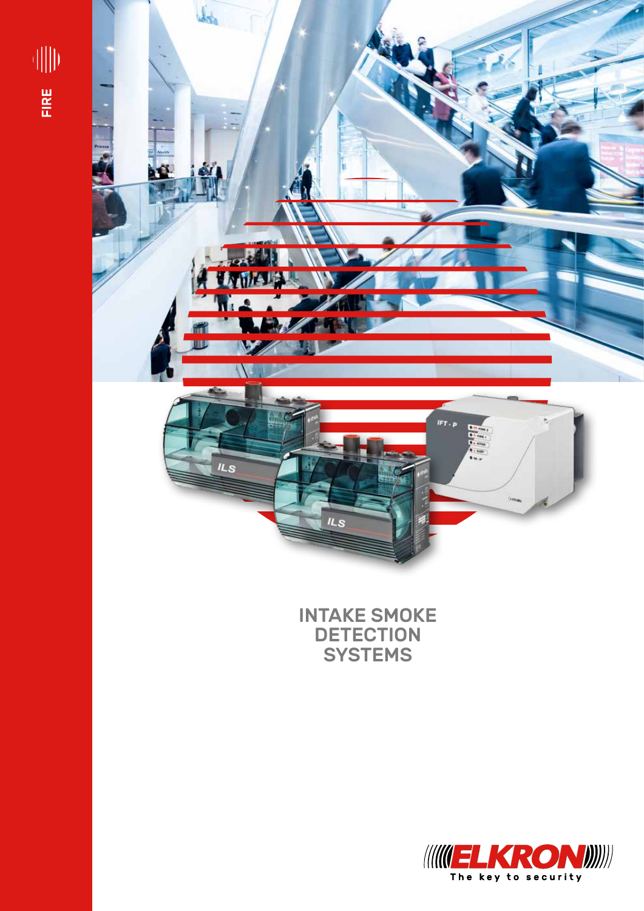FIRE

# INTAKE SMOKE DETECTION SYSTEMS

ELKRON

The key to security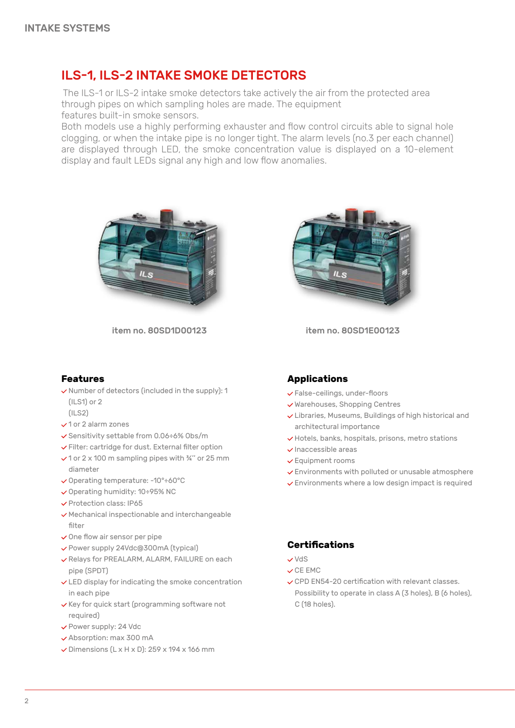## ILS-1, ILS-2 INTAKE SMOKE DETECTORS

The ILS-1 or ILS-2 intake smoke detectors take actively the air from the protected area through pipes on which sampling holes are made. The equipment features built-in smoke sensors.
Both models use a highly performing exhauster and flow control circuits able to signal hole clogging, or when the intake pipe is no longer tight. The alarm levels (no.3 per each channel) are displayed through LED, the smoke concentration value is displayed on a 10-element display and fault LEDs signal any high and low flow anomalies.

item no. 80SD1D00123

item no. 80SD1E00123

### Features

- Number of detectors (included in the supply): 1 (ILS1) or 2 (ILS2)
- 1 or 2 alarm zones
- Sensitivity settable from 0.06÷6% Obs/m
- Filter: cartridge for dust. External filter option
- 1 or 2 x 100 m sampling pipes with ¾" or 25 mm diameter
- Operating temperature: -10°÷60°C
- Operating humidity: 10÷95% NC
- Protection class: IP65
- Mechanical inspectionable and interchangeable filter
- One flow air sensor per pipe
- Power supply 24Vdc@300mA (typical)
- Relays for PREALARM, ALARM, FAILURE on each pipe (SPDT)
- LED display for indicating the smoke concentration in each pipe
- Key for quick start (programming software not required)
- Power supply: 24 Vdc
- Absorption: max 300 mA
- Dimensions (L x H x D): 259 x 194 x 166 mm

### Applications

- False-ceilings, under-floors
- Warehouses, Shopping Centres
- Libraries, Museums, Buildings of high historical and architectural importance
- Hotels, banks, hospitals, prisons, metro stations
- Inaccessible areas
- Equipment rooms
- Environments with polluted or unusable atmosphere
- Environments where a low design impact is required

### Certifications

- VdS
- CE EMC
- CPD EN54-20 certification with relevant classes. Possibility to operate in class A (3 holes), B (6 holes), C (18 holes).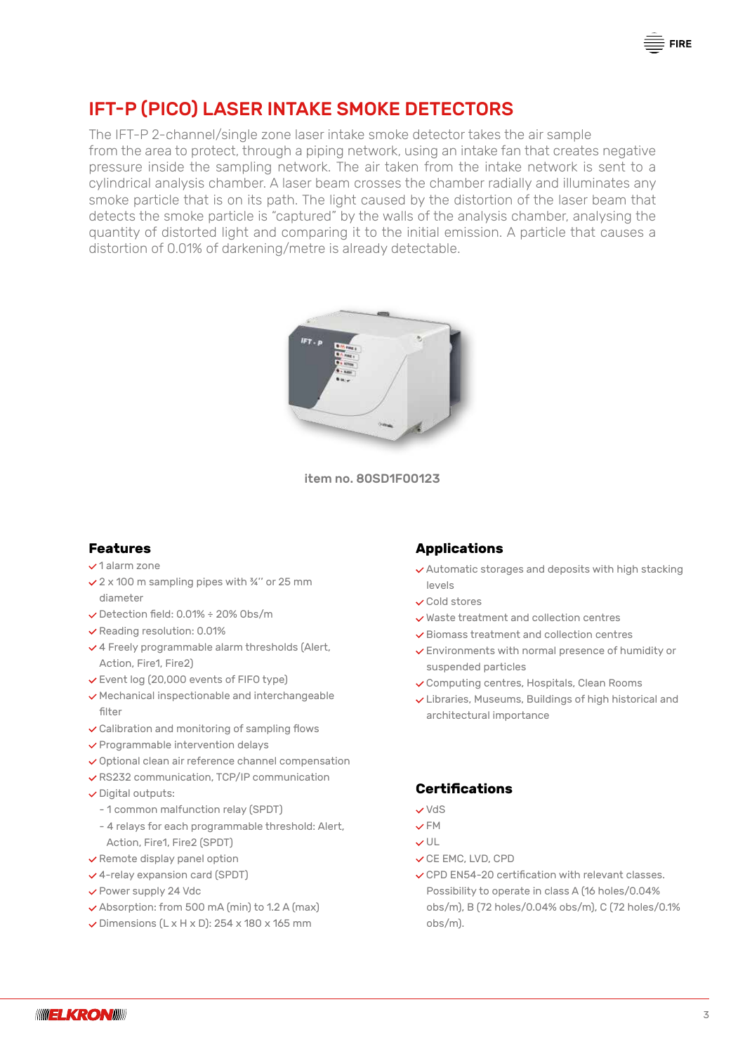# IFT-P (PICO) LASER INTAKE SMOKE DETECTORS

The IFT-P 2-channel/single zone laser intake smoke detector takes the air sample from the area to protect, through a piping network, using an intake fan that creates negative pressure inside the sampling network. The air taken from the intake network is sent to a cylindrical analysis chamber. A laser beam crosses the chamber radially and illuminates any smoke particle that is on its path. The light caused by the distortion of the laser beam that detects the smoke particle is "captured" by the walls of the analysis chamber, analysing the quantity of distorted light and comparing it to the initial emission. A particle that causes a distortion of 0.01% of darkening/metre is already detectable.

item no. 80SD1F00123

## Features

- 1 alarm zone
- 2 x 100 m sampling pipes with ¾'' or 25 mm diameter
- Detection field: 0.01% ÷ 20% Obs/m
- Reading resolution: 0.01%
- 4 Freely programmable alarm thresholds (Alert, Action, Fire1, Fire2)
- Event log (20,000 events of FIFO type)
- Mechanical inspectionable and interchangeable filter
- Calibration and monitoring of sampling flows
- Programmable intervention delays
- Optional clean air reference channel compensation
- RS232 communication, TCP/IP communication
- Digital outputs:
  - 1 common malfunction relay (SPDT)
  - 4 relays for each programmable threshold: Alert, Action, Fire1, Fire2 (SPDT)
- Remote display panel option
- 4-relay expansion card (SPDT)
- Power supply 24 Vdc
- Absorption: from 500 mA (min) to 1.2 A (max)
- Dimensions (L x H x D): 254 x 180 x 165 mm

## Applications

- Automatic storages and deposits with high stacking levels
- Cold stores
- Waste treatment and collection centres
- Biomass treatment and collection centres
- Environments with normal presence of humidity or suspended particles
- Computing centres, Hospitals, Clean Rooms
- Libraries, Museums, Buildings of high historical and architectural importance

## Certifications

- VdS
- FM
- UL
- CE EMC, LVD, CPD
- CPD EN54-20 certification with relevant classes. Possibility to operate in class A (16 holes/0.04% obs/m), B (72 holes/0.04% obs/m), C (72 holes/0.1% obs/m).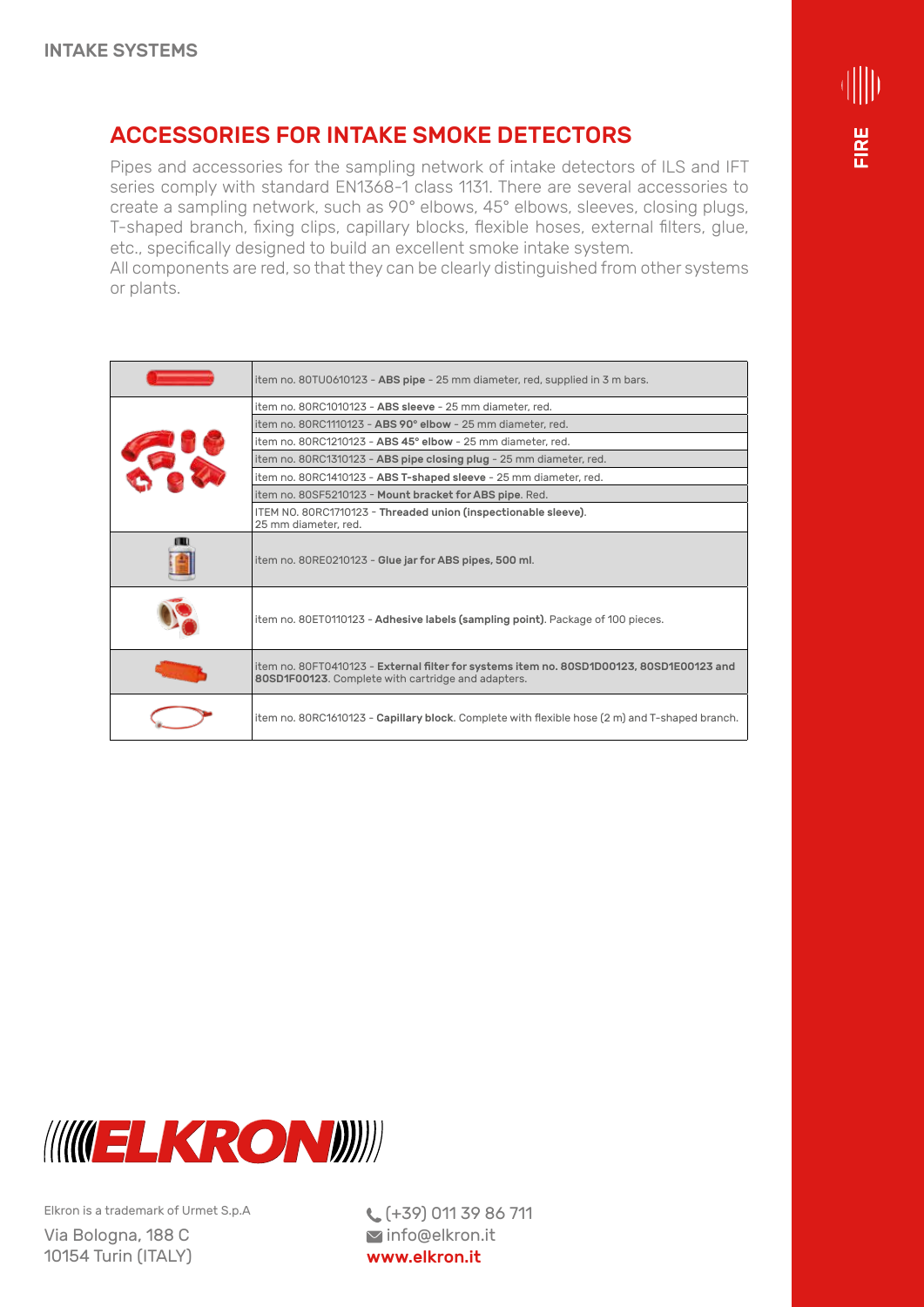## INTAKE SYSTEMS

# ACCESSORIES FOR INTAKE SMOKE DETECTORS

Pipes and accessories for the sampling network of intake detectors of ILS and IFT series comply with standard EN1368-1 class 1131. There are several accessories to create a sampling network, such as 90° elbows, 45° elbows, sleeves, closing plugs, T-shaped branch, fixing clips, capillary blocks, flexible hoses, external filters, glue, etc., specifically designed to build an excellent smoke intake system.
All components are red, so that they can be clearly distinguished from other systems or plants.

| | |
|---|---|
| | item no. 80TU0610123 - **ABS pipe** - 25 mm diameter, red, supplied in 3 m bars. |
| | item no. 80RC1010123 - **ABS sleeve** - 25 mm diameter, red. |
| | item no. 80RC1110123 - **ABS 90° elbow** - 25 mm diameter, red. |
| | item no. 80RC1210123 - **ABS 45° elbow** - 25 mm diameter, red. |
| | item no. 80RC1310123 - **ABS pipe closing plug** - 25 mm diameter, red. |
| | item no. 80RC1410123 - **ABS T-shaped sleeve** - 25 mm diameter, red. |
| | item no. 80SF5210123 - **Mount bracket for ABS pipe**. Red. |
| | ITEM NO. 80RC1710123 - **Threaded union (inspectionable sleeve)**. 25 mm diameter, red. |
| | item no. 80RE0210123 - **Glue jar for ABS pipes, 500 ml**. |
| | item no. 80ET0110123 - **Adhesive labels (sampling point)**. Package of 100 pieces. |
| | item no. 80FT0410123 - **External filter for systems item no. 80SD1D00123, 80SD1E00123 and 80SD1F00123**. Complete with cartridge and adapters. |
| | item no. 80RC1610123 - **Capillary block**. Complete with flexible hose (2 m) and T-shaped branch. |

ELKRON

Elkron is a trademark of Urmet S.p.A
Via Bologna, 188 C
10154 Turin (ITALY)

(+39) 011 39 86 711
info@elkron.it
www.elkron.it

FIRE